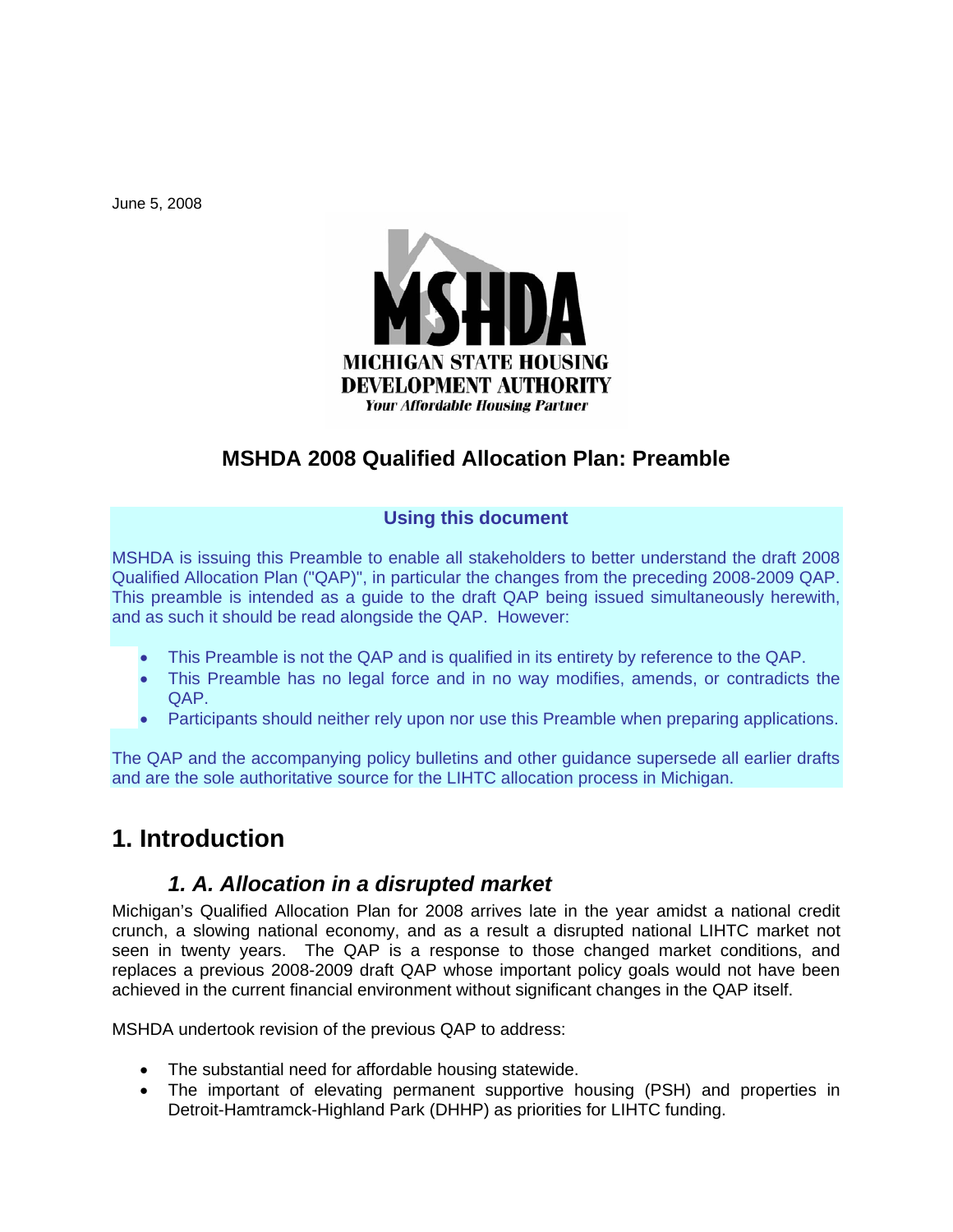June 5, 2008

MSHDA

MICHIGAN STATE HOUSING DEVELOPMENT AUTHORITY

*Your Affordable Housing Partner*

# MSHDA 2008 Qualified Allocation Plan: Preamble

**Using this document**

MSHDA is issuing this Preamble to enable all stakeholders to better understand the draft 2008 Qualified Allocation Plan ("QAP)", in particular the changes from the preceding 2008-2009 QAP. This preamble is intended as a guide to the draft QAP being issued simultaneously herewith, and as such it should be read alongside the QAP. However:

- This Preamble is not the QAP and is qualified in its entirety by reference to the QAP.
- This Preamble has no legal force and in no way modifies, amends, or contradicts the QAP.
- Participants should neither rely upon nor use this Preamble when preparing applications.

The QAP and the accompanying policy bulletins and other guidance supersede all earlier drafts and are the sole authoritative source for the LIHTC allocation process in Michigan.

## 1. Introduction

### *1. A. Allocation in a disrupted market*

Michigan's Qualified Allocation Plan for 2008 arrives late in the year amidst a national credit crunch, a slowing national economy, and as a result a disrupted national LIHTC market not seen in twenty years. The QAP is a response to those changed market conditions, and replaces a previous 2008-2009 draft QAP whose important policy goals would not have been achieved in the current financial environment without significant changes in the QAP itself.

MSHDA undertook revision of the previous QAP to address:

- The substantial need for affordable housing statewide.
- The important of elevating permanent supportive housing (PSH) and properties in Detroit-Hamtramck-Highland Park (DHHP) as priorities for LIHTC funding.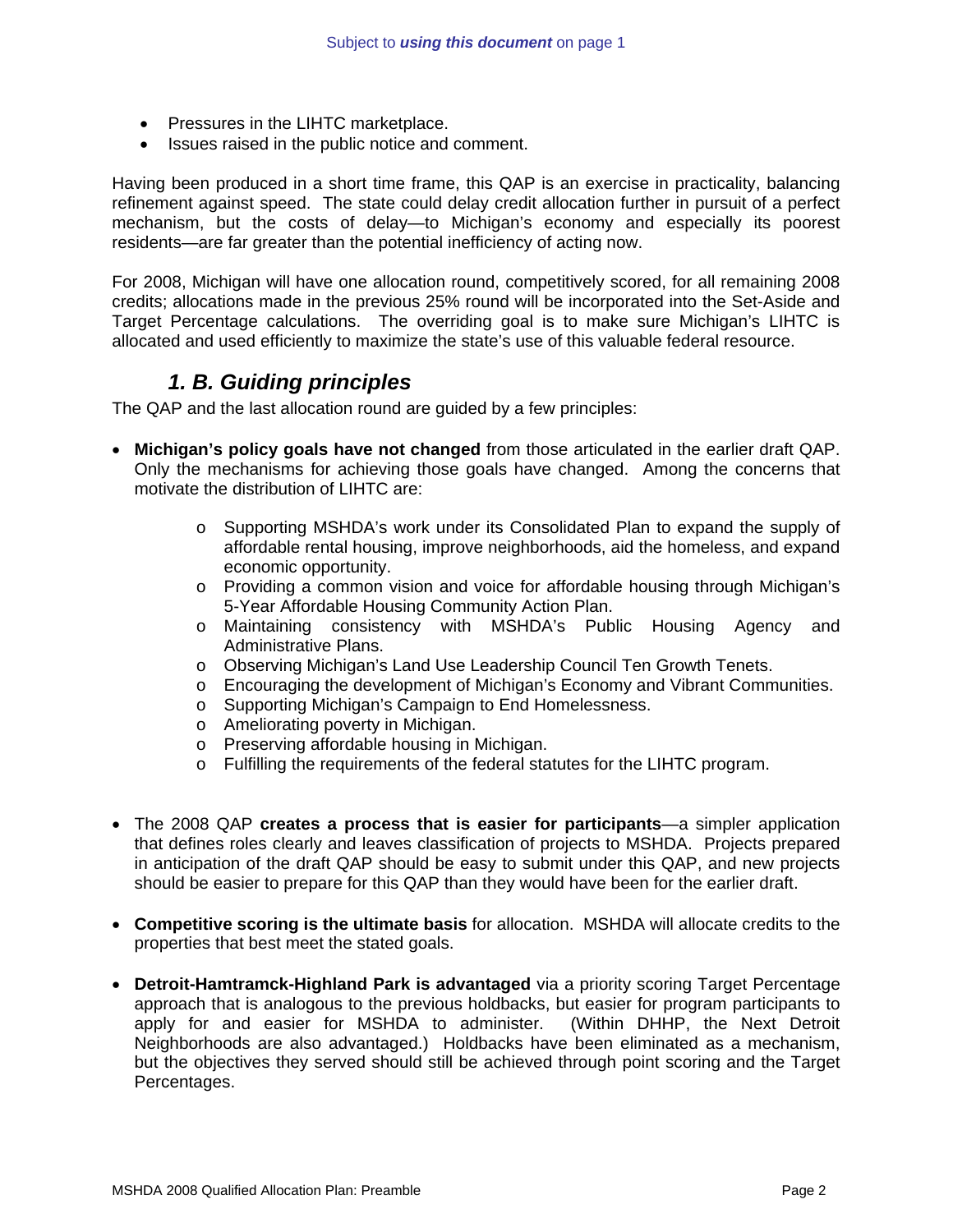- Pressures in the LIHTC marketplace.
- Issues raised in the public notice and comment.

Having been produced in a short time frame, this QAP is an exercise in practicality, balancing refinement against speed. The state could delay credit allocation further in pursuit of a perfect mechanism, but the costs of delay—to Michigan's economy and especially its poorest residents—are far greater than the potential inefficiency of acting now.

For 2008, Michigan will have one allocation round, competitively scored, for all remaining 2008 credits; allocations made in the previous 25% round will be incorporated into the Set-Aside and Target Percentage calculations. The overriding goal is to make sure Michigan's LIHTC is allocated and used efficiently to maximize the state's use of this valuable federal resource.

### *1. B. Guiding principles*

The QAP and the last allocation round are guided by a few principles:

- **Michigan's policy goals have not changed** from those articulated in the earlier draft QAP. Only the mechanisms for achieving those goals have changed. Among the concerns that motivate the distribution of LIHTC are:
  - Supporting MSHDA's work under its Consolidated Plan to expand the supply of affordable rental housing, improve neighborhoods, aid the homeless, and expand economic opportunity.
  - Providing a common vision and voice for affordable housing through Michigan's 5-Year Affordable Housing Community Action Plan.
  - Maintaining consistency with MSHDA's Public Housing Agency and Administrative Plans.
  - Observing Michigan's Land Use Leadership Council Ten Growth Tenets.
  - Encouraging the development of Michigan's Economy and Vibrant Communities.
  - Supporting Michigan's Campaign to End Homelessness.
  - Ameliorating poverty in Michigan.
  - Preserving affordable housing in Michigan.
  - Fulfilling the requirements of the federal statutes for the LIHTC program.

- The 2008 QAP **creates a process that is easier for participants**—a simpler application that defines roles clearly and leaves classification of projects to MSHDA. Projects prepared in anticipation of the draft QAP should be easy to submit under this QAP, and new projects should be easier to prepare for this QAP than they would have been for the earlier draft.

- **Competitive scoring is the ultimate basis** for allocation. MSHDA will allocate credits to the properties that best meet the stated goals.

- **Detroit-Hamtramck-Highland Park is advantaged** via a priority scoring Target Percentage approach that is analogous to the previous holdbacks, but easier for program participants to apply for and easier for MSHDA to administer. (Within DHHP, the Next Detroit Neighborhoods are also advantaged.) Holdbacks have been eliminated as a mechanism, but the objectives they served should still be achieved through point scoring and the Target Percentages.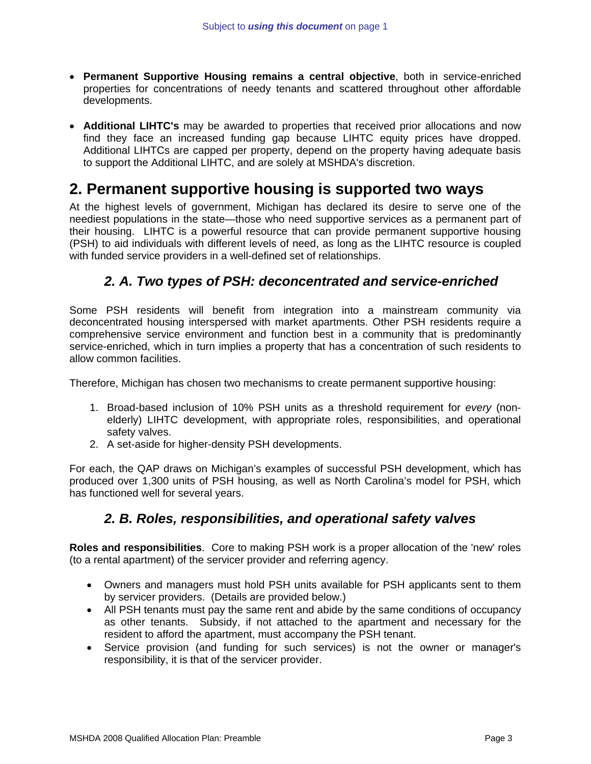- **Permanent Supportive Housing remains a central objective**, both in service-enriched properties for concentrations of needy tenants and scattered throughout other affordable developments.

- **Additional LIHTC's** may be awarded to properties that received prior allocations and now find they face an increased funding gap because LIHTC equity prices have dropped. Additional LIHTCs are capped per property, depend on the property having adequate basis to support the Additional LIHTC, and are solely at MSHDA's discretion.

# 2. Permanent supportive housing is supported two ways

At the highest levels of government, Michigan has declared its desire to serve one of the neediest populations in the state—those who need supportive services as a permanent part of their housing. LIHTC is a powerful resource that can provide permanent supportive housing (PSH) to aid individuals with different levels of need, as long as the LIHTC resource is coupled with funded service providers in a well-defined set of relationships.

## *2. A. Two types of PSH: deconcentrated and service-enriched*

Some PSH residents will benefit from integration into a mainstream community via deconcentrated housing interspersed with market apartments. Other PSH residents require a comprehensive service environment and function best in a community that is predominantly service-enriched, which in turn implies a property that has a concentration of such residents to allow common facilities.

Therefore, Michigan has chosen two mechanisms to create permanent supportive housing:

1. Broad-based inclusion of 10% PSH units as a threshold requirement for *every* (non-elderly) LIHTC development, with appropriate roles, responsibilities, and operational safety valves.
2. A set-aside for higher-density PSH developments.

For each, the QAP draws on Michigan's examples of successful PSH development, which has produced over 1,300 units of PSH housing, as well as North Carolina's model for PSH, which has functioned well for several years.

## *2. B. Roles, responsibilities, and operational safety valves*

**Roles and responsibilities**. Core to making PSH work is a proper allocation of the 'new' roles (to a rental apartment) of the servicer provider and referring agency.

- Owners and managers must hold PSH units available for PSH applicants sent to them by servicer providers. (Details are provided below.)
- All PSH tenants must pay the same rent and abide by the same conditions of occupancy as other tenants. Subsidy, if not attached to the apartment and necessary for the resident to afford the apartment, must accompany the PSH tenant.
- Service provision (and funding for such services) is not the owner or manager's responsibility, it is that of the servicer provider.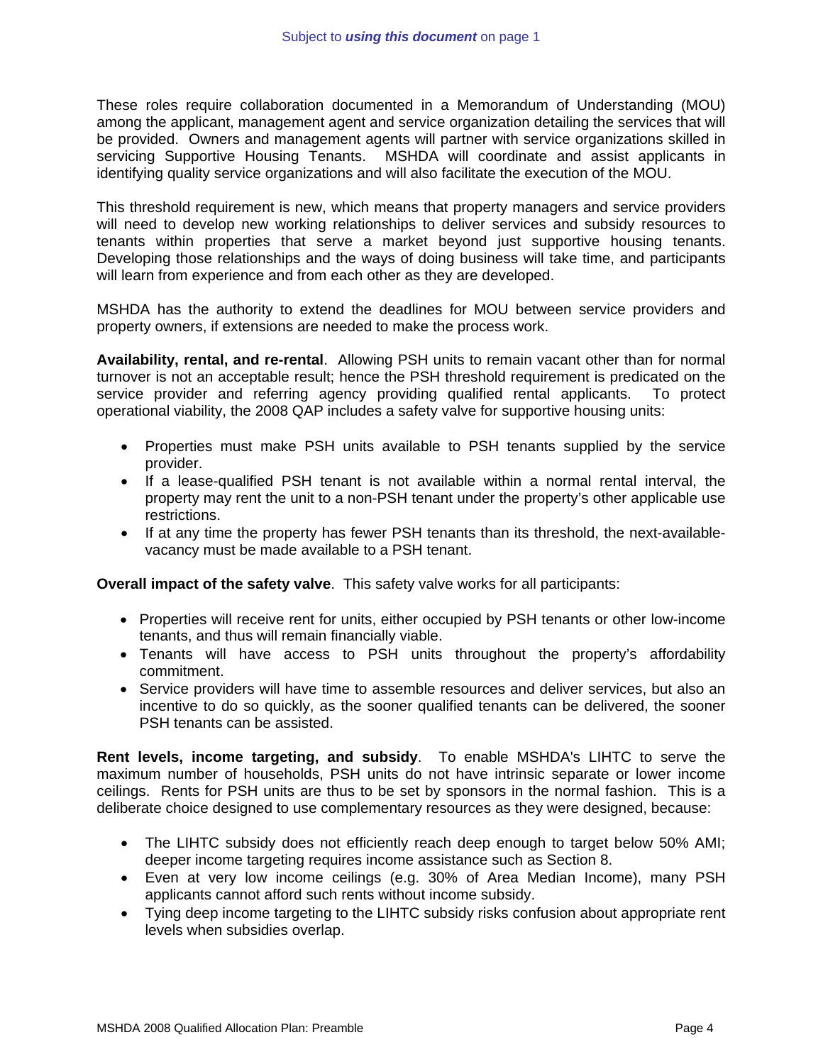These roles require collaboration documented in a Memorandum of Understanding (MOU) among the applicant, management agent and service organization detailing the services that will be provided. Owners and management agents will partner with service organizations skilled in servicing Supportive Housing Tenants. MSHDA will coordinate and assist applicants in identifying quality service organizations and will also facilitate the execution of the MOU.

This threshold requirement is new, which means that property managers and service providers will need to develop new working relationships to deliver services and subsidy resources to tenants within properties that serve a market beyond just supportive housing tenants. Developing those relationships and the ways of doing business will take time, and participants will learn from experience and from each other as they are developed.

MSHDA has the authority to extend the deadlines for MOU between service providers and property owners, if extensions are needed to make the process work.

**Availability, rental, and re-rental**. Allowing PSH units to remain vacant other than for normal turnover is not an acceptable result; hence the PSH threshold requirement is predicated on the service provider and referring agency providing qualified rental applicants. To protect operational viability, the 2008 QAP includes a safety valve for supportive housing units:

- Properties must make PSH units available to PSH tenants supplied by the service provider.
- If a lease-qualified PSH tenant is not available within a normal rental interval, the property may rent the unit to a non-PSH tenant under the property's other applicable use restrictions.
- If at any time the property has fewer PSH tenants than its threshold, the next-available-vacancy must be made available to a PSH tenant.

**Overall impact of the safety valve**. This safety valve works for all participants:

- Properties will receive rent for units, either occupied by PSH tenants or other low-income tenants, and thus will remain financially viable.
- Tenants will have access to PSH units throughout the property's affordability commitment.
- Service providers will have time to assemble resources and deliver services, but also an incentive to do so quickly, as the sooner qualified tenants can be delivered, the sooner PSH tenants can be assisted.

**Rent levels, income targeting, and subsidy**. To enable MSHDA's LIHTC to serve the maximum number of households, PSH units do not have intrinsic separate or lower income ceilings. Rents for PSH units are thus to be set by sponsors in the normal fashion. This is a deliberate choice designed to use complementary resources as they were designed, because:

- The LIHTC subsidy does not efficiently reach deep enough to target below 50% AMI; deeper income targeting requires income assistance such as Section 8.
- Even at very low income ceilings (e.g. 30% of Area Median Income), many PSH applicants cannot afford such rents without income subsidy.
- Tying deep income targeting to the LIHTC subsidy risks confusion about appropriate rent levels when subsidies overlap.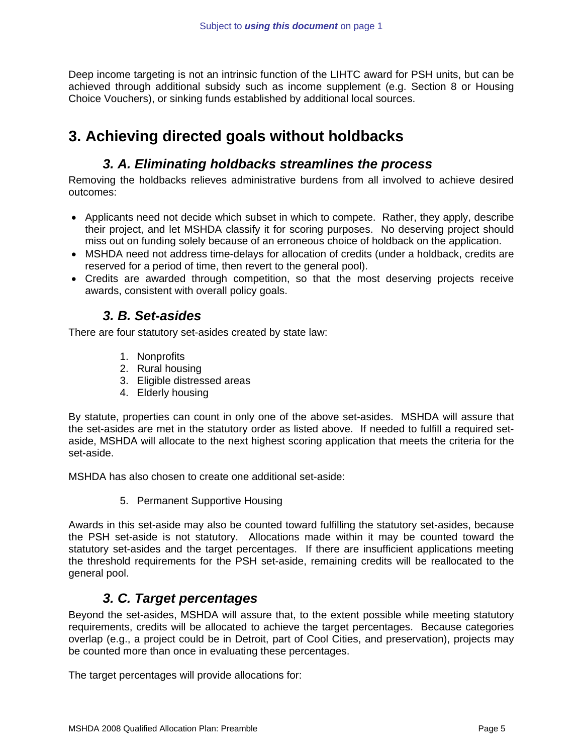Deep income targeting is not an intrinsic function of the LIHTC award for PSH units, but can be achieved through additional subsidy such as income supplement (e.g. Section 8 or Housing Choice Vouchers), or sinking funds established by additional local sources.

# 3. Achieving directed goals without holdbacks

## *3. A. Eliminating holdbacks streamlines the process*

Removing the holdbacks relieves administrative burdens from all involved to achieve desired outcomes:

- Applicants need not decide which subset in which to compete. Rather, they apply, describe their project, and let MSHDA classify it for scoring purposes. No deserving project should miss out on funding solely because of an erroneous choice of holdback on the application.
- MSHDA need not address time-delays for allocation of credits (under a holdback, credits are reserved for a period of time, then revert to the general pool).
- Credits are awarded through competition, so that the most deserving projects receive awards, consistent with overall policy goals.

## *3. B. Set-asides*

There are four statutory set-asides created by state law:

1. Nonprofits
2. Rural housing
3. Eligible distressed areas
4. Elderly housing

By statute, properties can count in only one of the above set-asides. MSHDA will assure that the set-asides are met in the statutory order as listed above. If needed to fulfill a required set-aside, MSHDA will allocate to the next highest scoring application that meets the criteria for the set-aside.

MSHDA has also chosen to create one additional set-aside:

5. Permanent Supportive Housing

Awards in this set-aside may also be counted toward fulfilling the statutory set-asides, because the PSH set-aside is not statutory. Allocations made within it may be counted toward the statutory set-asides and the target percentages. If there are insufficient applications meeting the threshold requirements for the PSH set-aside, remaining credits will be reallocated to the general pool.

## *3. C. Target percentages*

Beyond the set-asides, MSHDA will assure that, to the extent possible while meeting statutory requirements, credits will be allocated to achieve the target percentages. Because categories overlap (e.g., a project could be in Detroit, part of Cool Cities, and preservation), projects may be counted more than once in evaluating these percentages.

The target percentages will provide allocations for: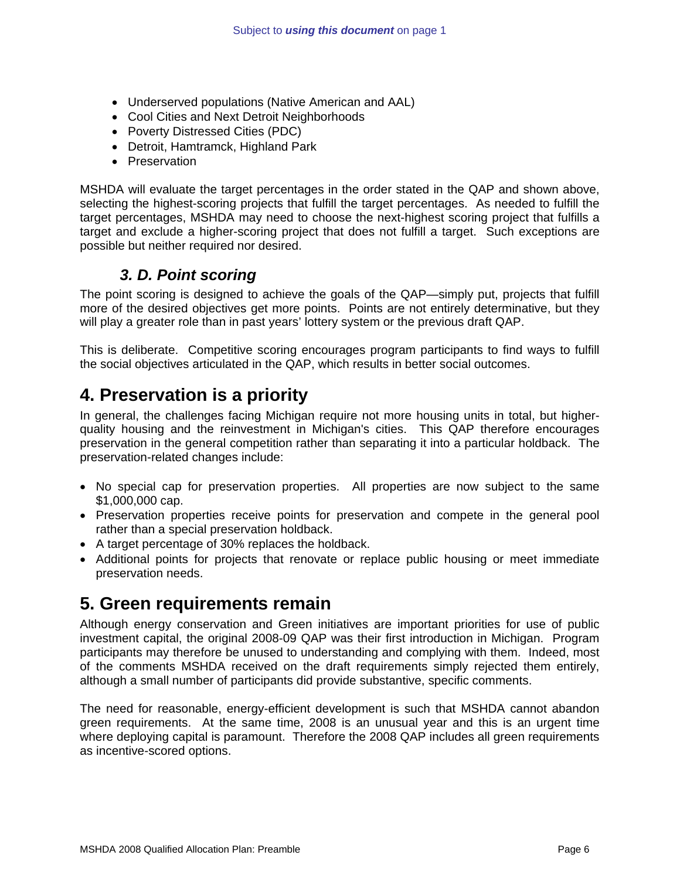- Underserved populations (Native American and AAL)
- Cool Cities and Next Detroit Neighborhoods
- Poverty Distressed Cities (PDC)
- Detroit, Hamtramck, Highland Park
- Preservation

MSHDA will evaluate the target percentages in the order stated in the QAP and shown above, selecting the highest-scoring projects that fulfill the target percentages. As needed to fulfill the target percentages, MSHDA may need to choose the next-highest scoring project that fulfills a target and exclude a higher-scoring project that does not fulfill a target. Such exceptions are possible but neither required nor desired.

### *3. D. Point scoring*

The point scoring is designed to achieve the goals of the QAP—simply put, projects that fulfill more of the desired objectives get more points. Points are not entirely determinative, but they will play a greater role than in past years' lottery system or the previous draft QAP.

This is deliberate. Competitive scoring encourages program participants to find ways to fulfill the social objectives articulated in the QAP, which results in better social outcomes.

## 4. Preservation is a priority

In general, the challenges facing Michigan require not more housing units in total, but higher-quality housing and the reinvestment in Michigan's cities. This QAP therefore encourages preservation in the general competition rather than separating it into a particular holdback. The preservation-related changes include:

- No special cap for preservation properties. All properties are now subject to the same $1,000,000 cap.
- Preservation properties receive points for preservation and compete in the general pool rather than a special preservation holdback.
- A target percentage of 30% replaces the holdback.
- Additional points for projects that renovate or replace public housing or meet immediate preservation needs.

## 5. Green requirements remain

Although energy conservation and Green initiatives are important priorities for use of public investment capital, the original 2008-09 QAP was their first introduction in Michigan. Program participants may therefore be unused to understanding and complying with them. Indeed, most of the comments MSHDA received on the draft requirements simply rejected them entirely, although a small number of participants did provide substantive, specific comments.

The need for reasonable, energy-efficient development is such that MSHDA cannot abandon green requirements. At the same time, 2008 is an unusual year and this is an urgent time where deploying capital is paramount. Therefore the 2008 QAP includes all green requirements as incentive-scored options.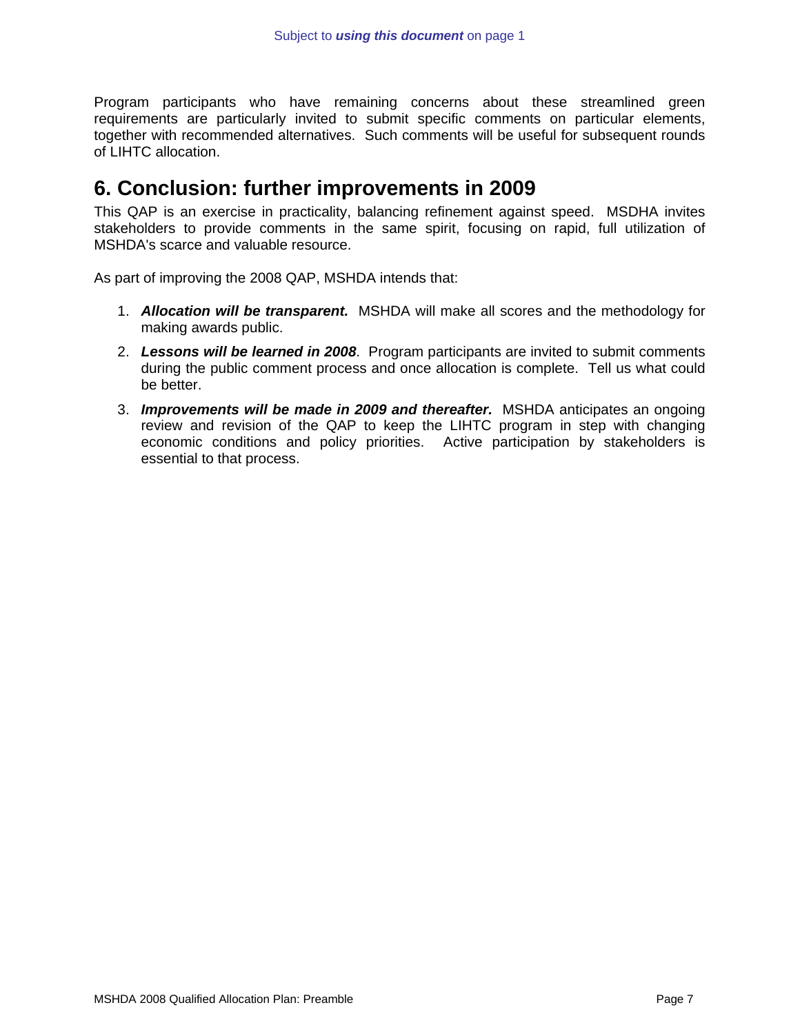Program participants who have remaining concerns about these streamlined green requirements are particularly invited to submit specific comments on particular elements, together with recommended alternatives. Such comments will be useful for subsequent rounds of LIHTC allocation.

## 6. Conclusion: further improvements in 2009

This QAP is an exercise in practicality, balancing refinement against speed. MSDHA invites stakeholders to provide comments in the same spirit, focusing on rapid, full utilization of MSHDA's scarce and valuable resource.

As part of improving the 2008 QAP, MSHDA intends that:

1. ***Allocation will be transparent.*** MSHDA will make all scores and the methodology for making awards public.
2. ***Lessons will be learned in 2008***. Program participants are invited to submit comments during the public comment process and once allocation is complete. Tell us what could be better.
3. ***Improvements will be made in 2009 and thereafter.*** MSHDA anticipates an ongoing review and revision of the QAP to keep the LIHTC program in step with changing economic conditions and policy priorities. Active participation by stakeholders is essential to that process.